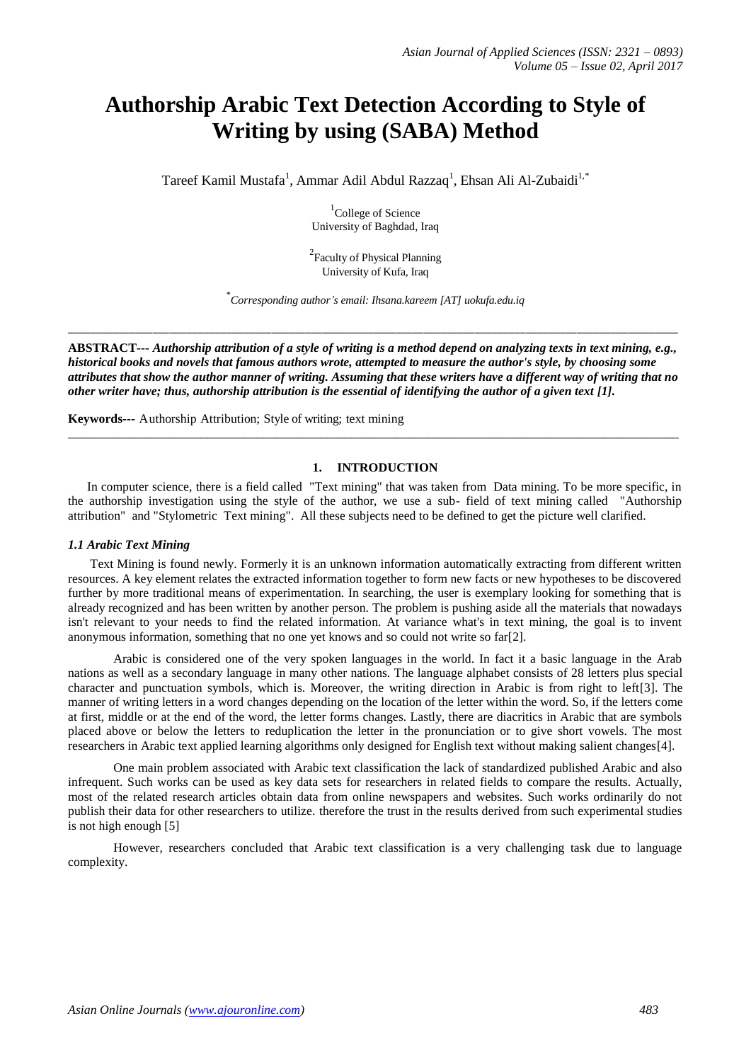# Authorship Arabic Text Detection According to Style of Writing by using (SABA) Method

Tareef Kamil Mustafa[1], Ammar Adil Abdul Razzaq[1], Ehsan Ali Al-Zubaidi[1,*]

[1]College of Science
University of Baghdad, Iraq

[2]Faculty of Physical Planning
University of Kufa, Iraq

[*]*Corresponding author's email: Ihsana.kareem [AT] uokufa.edu.iq*

---

**ABSTRACT---** ***Authorship attribution of a style of writing is a method depend on analyzing texts in text mining, e.g., historical books and novels that famous authors wrote, attempted to measure the author's style, by choosing some attributes that show the author manner of writing. Assuming that these writers have a different way of writing that no other writer have; thus, authorship attribution is the essential of identifying the author of a given text [1].***

**Keywords---** Authorship Attribution; Style of writing; text mining

---

## 1. INTRODUCTION

In computer science, there is a field called "Text mining" that was taken from Data mining. To be more specific, in the authorship investigation using the style of the author, we use a sub- field of text mining called "Authorship attribution" and "Stylometric Text mining". All these subjects need to be defined to get the picture well clarified.

### *1.1 Arabic Text Mining*

Text Mining is found newly. Formerly it is an unknown information automatically extracting from different written resources. A key element relates the extracted information together to form new facts or new hypotheses to be discovered further by more traditional means of experimentation. In searching, the user is exemplary looking for something that is already recognized and has been written by another person. The problem is pushing aside all the materials that nowadays isn't relevant to your needs to find the related information. At variance what's in text mining, the goal is to invent anonymous information, something that no one yet knows and so could not write so far[2].

Arabic is considered one of the very spoken languages in the world. In fact it a basic language in the Arab nations as well as a secondary language in many other nations. The language alphabet consists of 28 letters plus special character and punctuation symbols, which is. Moreover, the writing direction in Arabic is from right to left[3]. The manner of writing letters in a word changes depending on the location of the letter within the word. So, if the letters come at first, middle or at the end of the word, the letter forms changes. Lastly, there are diacritics in Arabic that are symbols placed above or below the letters to reduplication the letter in the pronunciation or to give short vowels. The most researchers in Arabic text applied learning algorithms only designed for English text without making salient changes[4].

One main problem associated with Arabic text classification the lack of standardized published Arabic and also infrequent. Such works can be used as key data sets for researchers in related fields to compare the results. Actually, most of the related research articles obtain data from online newspapers and websites. Such works ordinarily do not publish their data for other researchers to utilize. therefore the trust in the results derived from such experimental studies is not high enough [5]

However, researchers concluded that Arabic text classification is a very challenging task due to language complexity.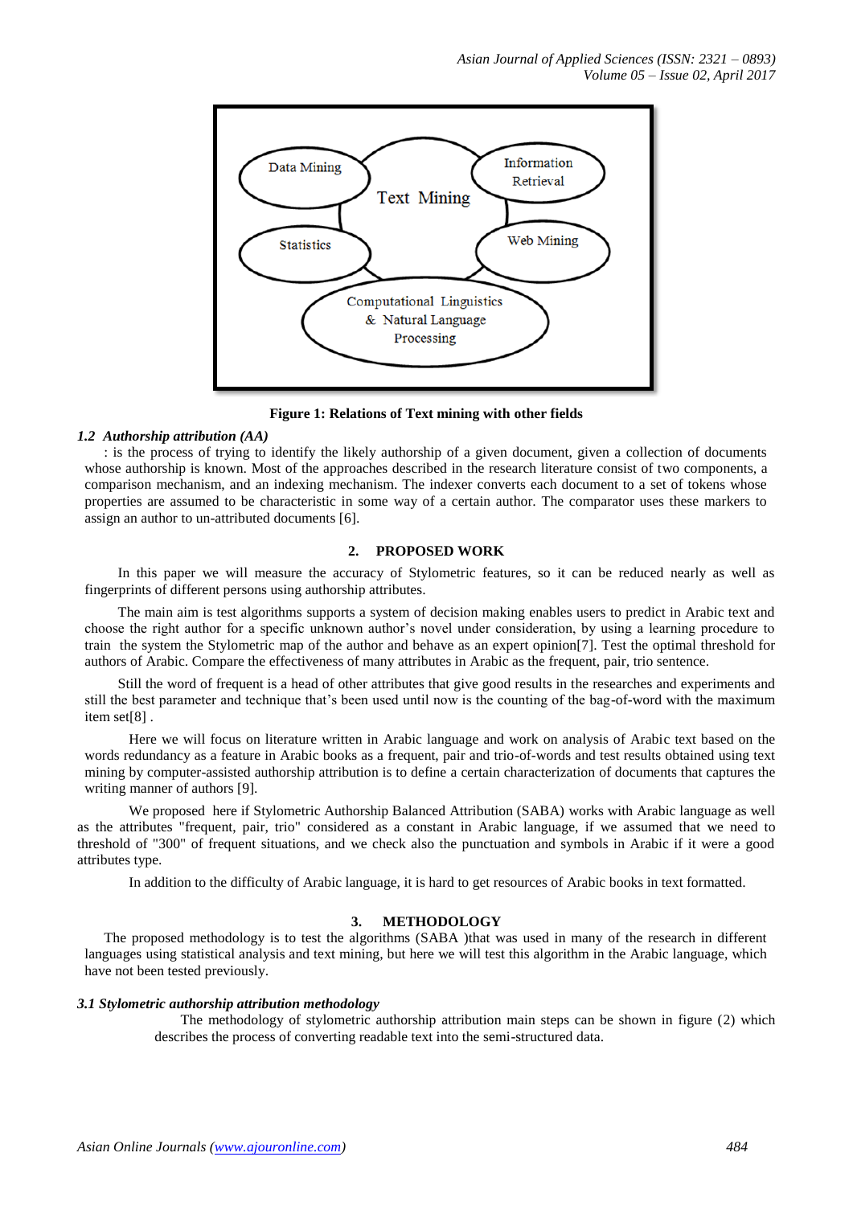Figure 1: Relations of Text mining with other fields

### *1.2 Authorship attribution (AA)*

: is the process of trying to identify the likely authorship of a given document, given a collection of documents whose authorship is known. Most of the approaches described in the research literature consist of two components, a comparison mechanism, and an indexing mechanism. The indexer converts each document to a set of tokens whose properties are assumed to be characteristic in some way of a certain author. The comparator uses these markers to assign an author to un-attributed documents [6].

## 2. PROPOSED WORK

In this paper we will measure the accuracy of Stylometric features, so it can be reduced nearly as well as fingerprints of different persons using authorship attributes.

The main aim is test algorithms supports a system of decision making enables users to predict in Arabic text and choose the right author for a specific unknown author's novel under consideration, by using a learning procedure to train the system the Stylometric map of the author and behave as an expert opinion[7]. Test the optimal threshold for authors of Arabic. Compare the effectiveness of many attributes in Arabic as the frequent, pair, trio sentence.

Still the word of frequent is a head of other attributes that give good results in the researches and experiments and still the best parameter and technique that's been used until now is the counting of the bag-of-word with the maximum item set[8] .

Here we will focus on literature written in Arabic language and work on analysis of Arabic text based on the words redundancy as a feature in Arabic books as a frequent, pair and trio-of-words and test results obtained using text mining by computer-assisted authorship attribution is to define a certain characterization of documents that captures the writing manner of authors [9].

We proposed here if Stylometric Authorship Balanced Attribution (SABA) works with Arabic language as well as the attributes "frequent, pair, trio" considered as a constant in Arabic language, if we assumed that we need to threshold of "300" of frequent situations, and we check also the punctuation and symbols in Arabic if it were a good attributes type.

In addition to the difficulty of Arabic language, it is hard to get resources of Arabic books in text formatted.

## 3. METHODOLOGY

The proposed methodology is to test the algorithms (SABA )that was used in many of the research in different languages using statistical analysis and text mining, but here we will test this algorithm in the Arabic language, which have not been tested previously.

### *3.1 Stylometric authorship attribution methodology*

The methodology of stylometric authorship attribution main steps can be shown in figure (2) which describes the process of converting readable text into the semi-structured data.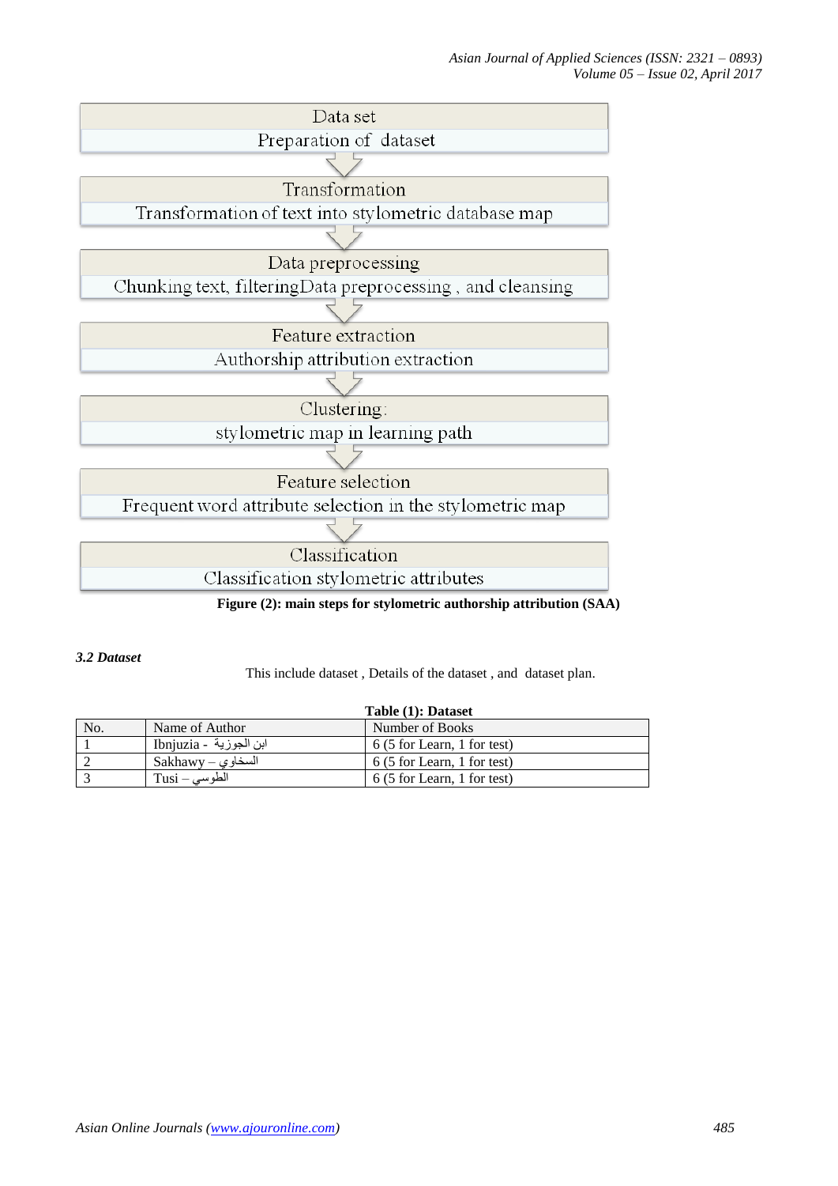Data set

Preparation of dataset

Transformation

Transformation of text into stylometric database map

Data preprocessing

Chunking text, filteringData preprocessing , and cleansing

Feature extraction

Authorship attribution extraction

Clustering:

stylometric map in learning path

Feature selection

Frequent word attribute selection in the stylometric map

Classification

Classification stylometric attributes

**Figure (2): main steps for stylometric authorship attribution (SAA)**

### *3.2 Dataset*

This include dataset , Details of the dataset , and dataset plan.

**Table (1): Dataset**

| No. | Name of Author | Number of Books |
|---|---|---|
| 1 | Ibnjuzia - ابن الجوزية | 6 (5 for Learn, 1 for test) |
| 2 | Sakhawy – السخاوي | 6 (5 for Learn, 1 for test) |
| 3 | Tusi – الطوسي | 6 (5 for Learn, 1 for test) |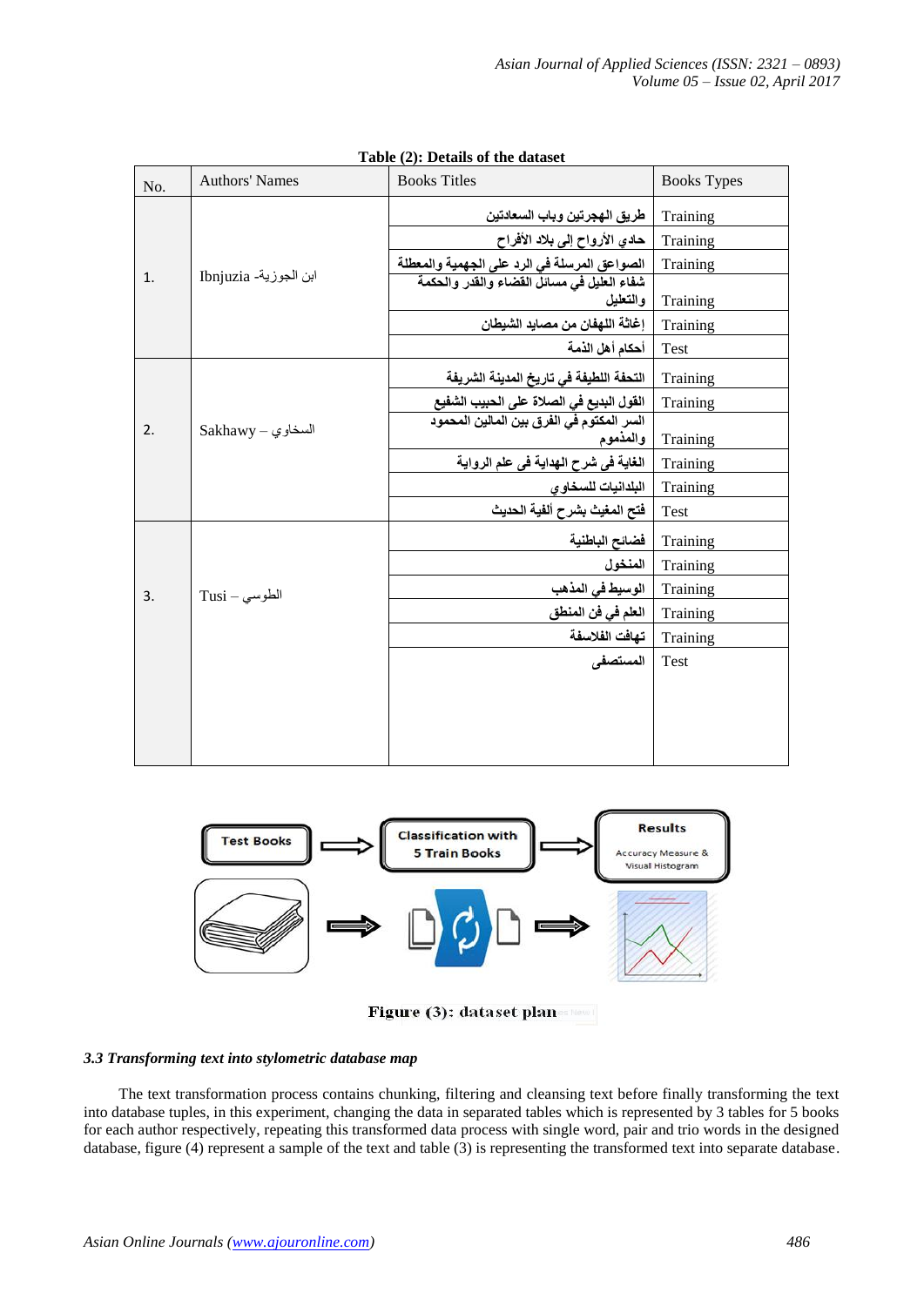**Table (2): Details of the dataset**

| No. | Authors' Names | Books Titles | Books Types |
|---|---|---|---|
| 1. | Ibnjuzia -ابن الجوزية | طريق الهجرتين وباب السعادتين | Training |
| | | حادي الأرواح إلى بلاد الأفراح | Training |
| | | الصواعق المرسلة في الرد على الجهمية والمعطلة | Training |
| | | شفاء العليل في مسائل القضاء والقدر والحكمة والتعليل | Training |
| | | إغاثة اللهفان من مصايد الشيطان | Training |
| | | أحكام أهل الذمة | Test |
| 2. | Sakhawy – السخاوي | التحفة اللطيفة في تاريخ المدينة الشريفة | Training |
| | | القول البديع في الصلاة على الحبيب الشفيع | Training |
| | | السر المكتوم في الفرق بين المالين المحمود والمذموم | Training |
| | | الغاية فى شرح الهداية فى علم الرواية | Training |
| | | البلدانيات للسخاوي | Training |
| | | فتح المغيث بشرح ألفية الحديث | Test |
| 3. | Tusi – الطوسي | فضائح الباطنية | Training |
| | | المنخول | Training |
| | | الوسيط في المذهب | Training |
| | | العلم في فن المنطق | Training |
| | | تهافت الفلاسفة | Training |
| | | المستصفى | Test |

Figure (3): dataset plan

### 3.3 Transforming text into stylometric database map

The text transformation process contains chunking, filtering and cleansing text before finally transforming the text into database tuples, in this experiment, changing the data in separated tables which is represented by 3 tables for 5 books for each author respectively, repeating this transformed data process with single word, pair and trio words in the designed database, figure (4) represent a sample of the text and table (3) is representing the transformed text into separate database.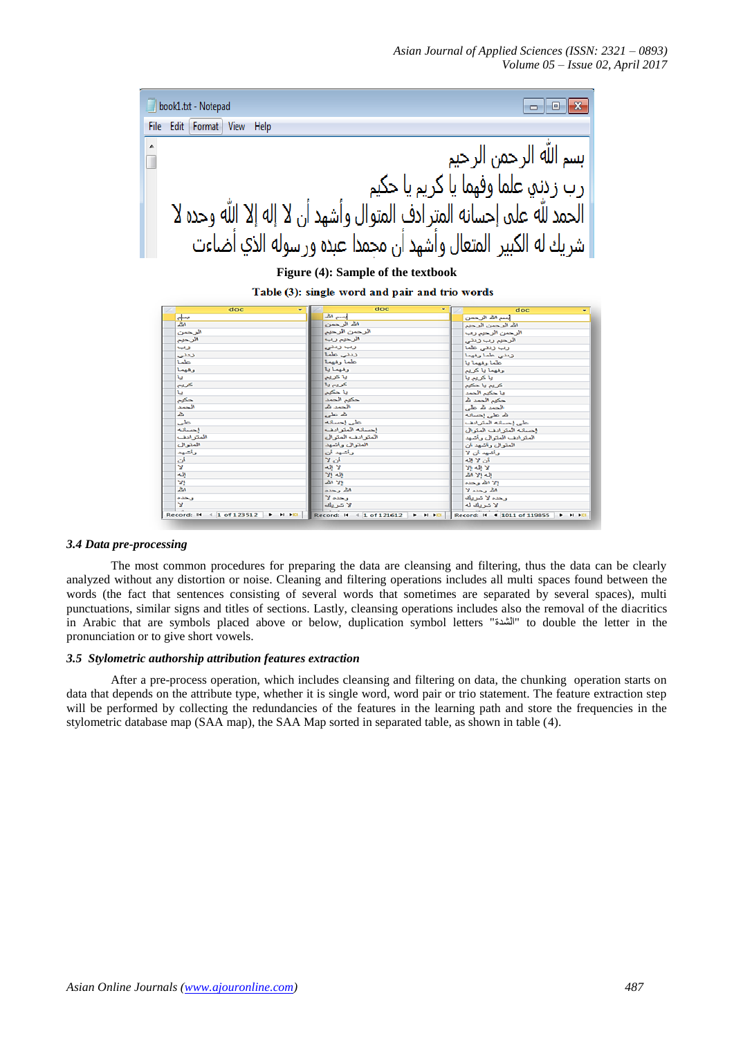Figure (4): Sample of the textbook

Table (3): single word and pair and trio words

### 3.4 Data pre-processing

The most common procedures for preparing the data are cleansing and filtering, thus the data can be clearly analyzed without any distortion or noise. Cleaning and filtering operations includes all multi spaces found between the words (the fact that sentences consisting of several words that sometimes are separated by several spaces), multi punctuations, similar signs and titles of sections. Lastly, cleansing operations includes also the removal of the diacritics in Arabic that are symbols placed above or below, duplication symbol letters "الشدّة" to double the letter in the pronunciation or to give short vowels.

### 3.5 Stylometric authorship attribution features extraction

After a pre-process operation, which includes cleansing and filtering on data, the chunking operation starts on data that depends on the attribute type, whether it is single word, word pair or trio statement. The feature extraction step will be performed by collecting the redundancies of the features in the learning path and store the frequencies in the stylometric database map (SAA map), the SAA Map sorted in separated table, as shown in table (4).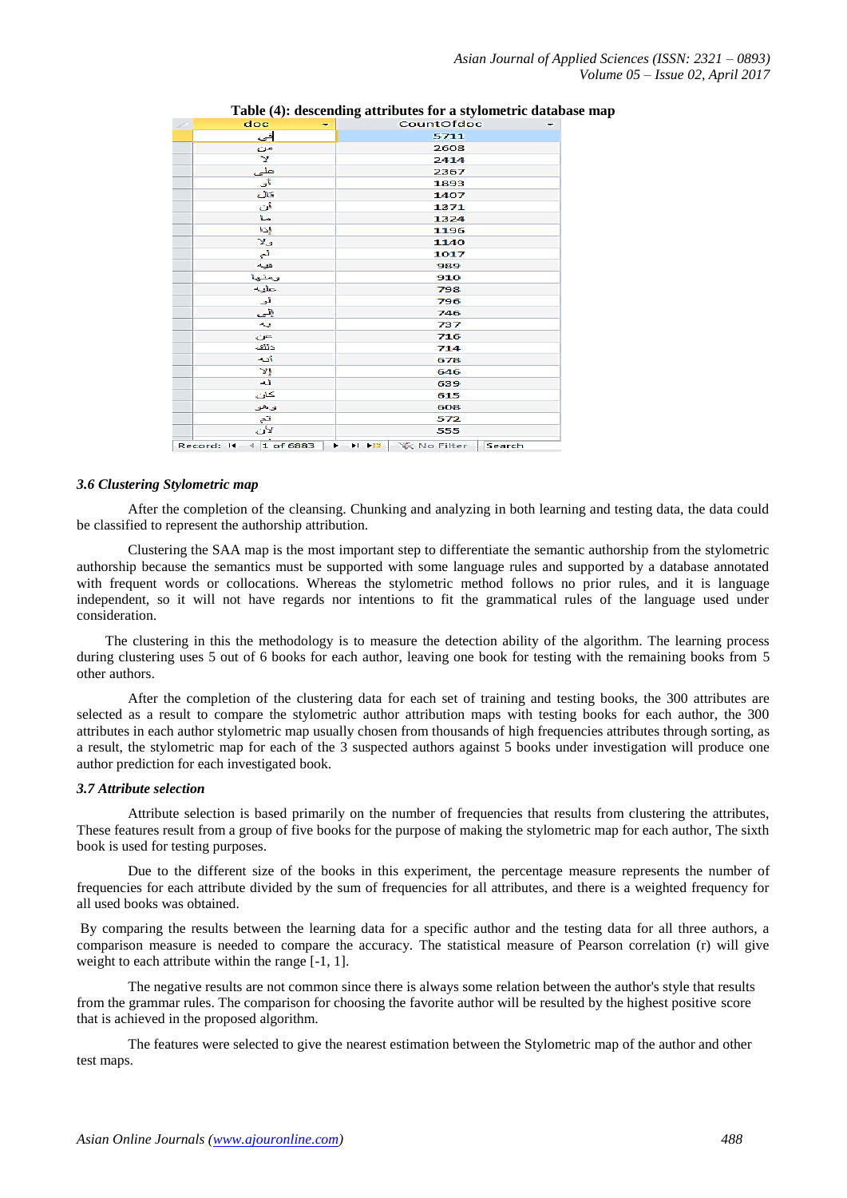**Table (4): descending attributes for a stylometric database map**

| doc | CountOfdoc |
|---|---|
| في | 5711 |
| من | 2608 |
| لا | 2414 |
| على | 2367 |
| أن | 1893 |
| قال | 1407 |
| أن | 1371 |
| ما | 1324 |
| إذا | 1196 |
| ولا | 1140 |
| لم | 1017 |
| فيه | 989 |
| ومنها | 910 |
| عليه | 798 |
| أو | 796 |
| إلى | 746 |
| به | 737 |
| عن | 716 |
| ذلك | 714 |
| أنه | 678 |
| إلا | 646 |
| له | 639 |
| كان | 615 |
| وهو | 608 |
| ثم | 572 |
| لأن | 555 |

Record: 1 of 6883 | No Filter | Search

### 3.6 Clustering Stylometric map

After the completion of the cleansing. Chunking and analyzing in both learning and testing data, the data could be classified to represent the authorship attribution.

Clustering the SAA map is the most important step to differentiate the semantic authorship from the stylometric authorship because the semantics must be supported with some language rules and supported by a database annotated with frequent words or collocations. Whereas the stylometric method follows no prior rules, and it is language independent, so it will not have regards nor intentions to fit the grammatical rules of the language used under consideration.

The clustering in this the methodology is to measure the detection ability of the algorithm. The learning process during clustering uses 5 out of 6 books for each author, leaving one book for testing with the remaining books from 5 other authors.

After the completion of the clustering data for each set of training and testing books, the 300 attributes are selected as a result to compare the stylometric author attribution maps with testing books for each author, the 300 attributes in each author stylometric map usually chosen from thousands of high frequencies attributes through sorting, as a result, the stylometric map for each of the 3 suspected authors against 5 books under investigation will produce one author prediction for each investigated book.

### 3.7 Attribute selection

Attribute selection is based primarily on the number of frequencies that results from clustering the attributes, These features result from a group of five books for the purpose of making the stylometric map for each author, The sixth book is used for testing purposes.

Due to the different size of the books in this experiment, the percentage measure represents the number of frequencies for each attribute divided by the sum of frequencies for all attributes, and there is a weighted frequency for all used books was obtained.

By comparing the results between the learning data for a specific author and the testing data for all three authors, a comparison measure is needed to compare the accuracy. The statistical measure of Pearson correlation (r) will give weight to each attribute within the range [-1, 1].

The negative results are not common since there is always some relation between the author's style that results from the grammar rules. The comparison for choosing the favorite author will be resulted by the highest positive score that is achieved in the proposed algorithm.

The features were selected to give the nearest estimation between the Stylometric map of the author and other test maps.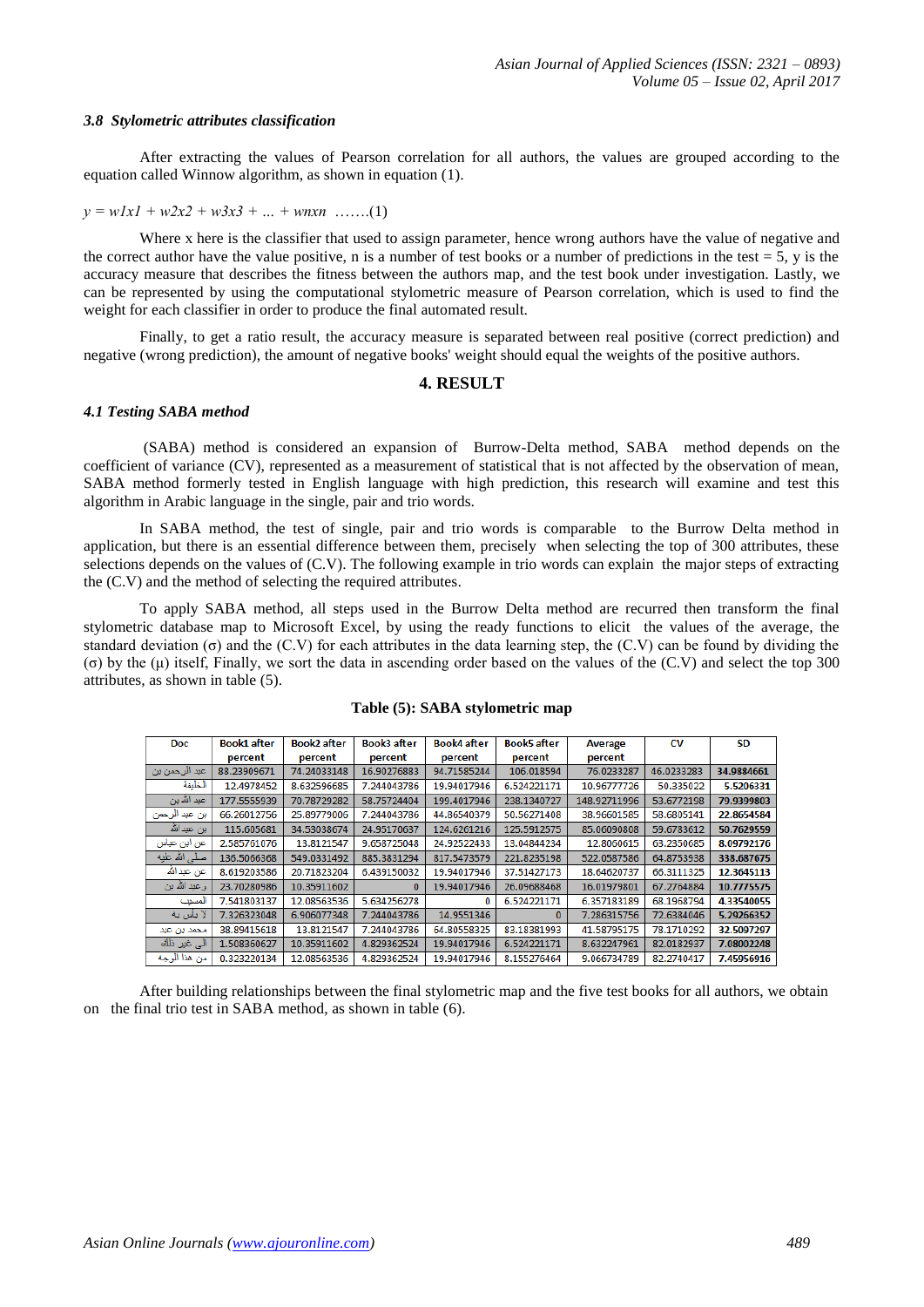### *3.8 Stylometric attributes classification*

After extracting the values of Pearson correlation for all authors, the values are grouped according to the equation called Winnow algorithm, as shown in equation (1).

$y = w1x1 + w2x2 + w3x3 + \ldots + wnxn$ …….(1)

Where x here is the classifier that used to assign parameter, hence wrong authors have the value of negative and the correct author have the value positive, n is a number of test books or a number of predictions in the test = 5, y is the accuracy measure that describes the fitness between the authors map, and the test book under investigation. Lastly, we can be represented by using the computational stylometric measure of Pearson correlation, which is used to find the weight for each classifier in order to produce the final automated result.

Finally, to get a ratio result, the accuracy measure is separated between real positive (correct prediction) and negative (wrong prediction), the amount of negative books' weight should equal the weights of the positive authors.

## 4. RESULT

### *4.1 Testing SABA method*

(SABA) method is considered an expansion of Burrow-Delta method, SABA method depends on the coefficient of variance (CV), represented as a measurement of statistical that is not affected by the observation of mean, SABA method formerly tested in English language with high prediction, this research will examine and test this algorithm in Arabic language in the single, pair and trio words.

In SABA method, the test of single, pair and trio words is comparable to the Burrow Delta method in application, but there is an essential difference between them, precisely when selecting the top of 300 attributes, these selections depends on the values of (C.V). The following example in trio words can explain the major steps of extracting the (C.V) and the method of selecting the required attributes.

To apply SABA method, all steps used in the Burrow Delta method are recurred then transform the final stylometric database map to Microsoft Excel, by using the ready functions to elicit the values of the average, the standard deviation (σ) and the (C.V) for each attributes in the data learning step, the (C.V) can be found by dividing the (σ) by the (μ) itself, Finally, we sort the data in ascending order based on the values of the (C.V) and select the top 300 attributes, as shown in table (5).

**Table (5): SABA stylometric map**

| Doc | Book1 after percent | Book2 after percent | Book3 after percent | Book4 after percent | Book5 after percent | Average percent | CV | SD |
|---|---|---|---|---|---|---|---|---|
| عبد الرحمن بن | 88.23909671 | 74.24033148 | 16.90276883 | 94.71585244 | 106.018594 | 76.0233287 | 46.0233283 | **34.9884661** |
| الخليفة | 12.4978452 | 8.632596685 | 7.244043786 | 19.94017946 | 6.524221171 | 10.96777726 | 50.335022 | **5.5206331** |
| عبد الله بن | 177.5555939 | 70.78729282 | 58.75724404 | 199.4017946 | 238.1340727 | 148.92711996 | 53.6772198 | **79.9399803** |
| بن عبد الرحمن | 66.26012756 | 25.89779006 | 7.244043786 | 44.86540379 | 50.56271408 | 38.96601585 | 58.6805141 | **22.8654584** |
| بن عبد الله | 115.605681 | 34.53038674 | 24.95170637 | 124.6261216 | 125.5912575 | 85.06090808 | 59.6783612 | **50.7629559** |
| عن ابن عباس | 2.585761076 | 13.8121547 | 9.658725048 | 24.92522433 | 13.04844234 | 12.8060615 | 63.2350685 | **8.09792176** |
| صلى الله عليه | 136.5066368 | 549.0331492 | 885.3831294 | 817.5473579 | 221.8235198 | 522.0587586 | 64.8753938 | **338.687675** |
| عن عبد الله | 8.619203586 | 20.71823204 | 6.439150032 | 19.94017946 | 37.51427173 | 18.64620737 | 66.3111325 | **12.3645113** |
| وعبد الله بن | 23.70280986 | 10.35911602 | 0 | 19.94017946 | 26.09688468 | 16.01979801 | 67.2764884 | **10.7775575** |
| المسيب | 7.541803137 | 12.08563536 | 5.634256278 | 0 | 6.524221171 | 6.357183189 | 68.1968794 | **4.33540055** |
| لا بأس به | 7.326323048 | 6.906077348 | 7.244043786 | 14.9551346 | 0 | 7.286315756 | 72.6384046 | **5.29266352** |
| محمد بن عبد | 38.89415618 | 13.8121547 | 7.244043786 | 64.80558325 | 83.18381993 | 41.58795175 | 78.1710292 | **32.5097297** |
| الى غير ذلك | 1.508360627 | 10.35911602 | 4.829362524 | 19.94017946 | 6.524221171 | 8.632247961 | 82.0182937 | **7.08002248** |
| من هذا الوجه | 0.323220134 | 12.08563536 | 4.829362524 | 19.94017946 | 8.155276464 | 9.066734789 | 82.2740417 | **7.45956916** |

After building relationships between the final stylometric map and the five test books for all authors, we obtain on the final trio test in SABA method, as shown in table (6).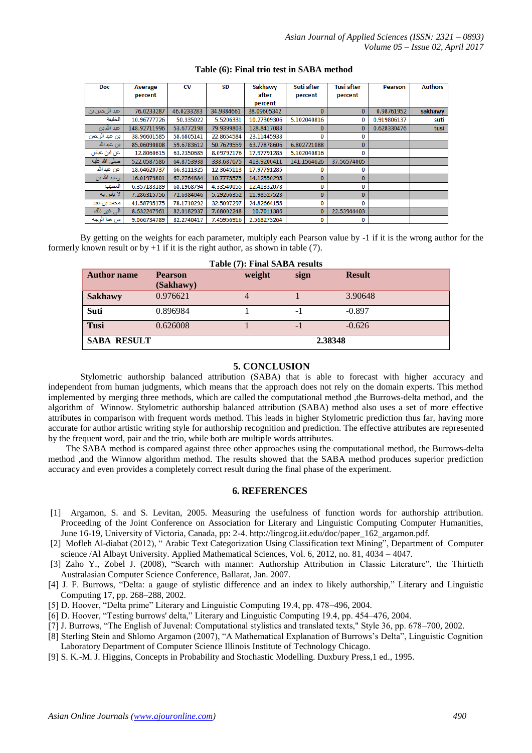**Table (6): Final trio test in SABA method**

| Doc | Average percent | CV | SD | Sakhawy after percent | Suti after percent | Tusi after percent | Pearson | Authors |
|---|---|---|---|---|---|---|---|---|
| عبد الرحمن بن | 76.0233287 | 46.0233283 | 34.9884661 | 38.09605342 | 0 | 0 | 0.98761952 | sakhawy |
| الخليفة | 10.96777726 | 50.335022 | 5.5206331 | 10.27309306 | 5.102040816 | 0 | 0.919806137 | suti |
| عبد الله بن | 148.92711996 | 53.6772198 | 79.9399803 | 128.8417088 | 0 | 0 | 0.628330476 | tusi |
| بن عبد الرحمن | 38.96601585 | 58.6805141 | 22.8654584 | 23.11445938 | 0 | 0 | | |
| بن عبدالله | 85.06090808 | 59.6783612 | 50.7629559 | 63.77878606 | 6.802721088 | 0 | | |
| عن ابن عباس | 12.8060615 | 63.2350685 | 8.09792176 | 17.97791285 | 5.102040816 | 0 | | |
| صلى الله عليه | 522.0587586 | 64.8753938 | 338.687675 | 413.9200411 | 141.1564626 | 37.56574005 | | |
| عن عبدالله | 18.64620737 | 66.3111325 | 12.3645113 | 17.97791285 | 0 | 0 | | |
| وعبد الله بن | 16.01979801 | 67.2764884 | 10.7775575 | 14.12550295 | 0 | 0 | | |
| المسيب | 6.357183189 | 68.1968794 | 4.33540055 | 12.41332078 | 0 | 0 | | |
| لا بأس به | 7.286315756 | 72.6384046 | 5.29266352 | 11.98527523 | 0 | 0 | | |
| محمد بن عبد | 41.58795175 | 78.1710292 | 32.5097297 | 24.82664155 | 0 | 0 | | |
| الى غير ذلك | 8.632247961 | 82.0182937 | 7.08002248 | 10.7011386 | 0 | 22.53944403 | | |
| من هذا الوجه | 9.066734789 | 82.2740417 | 7.45956916 | 2.568273264 | 0 | 0 | | |

By getting on the weights for each parameter, multiply each Pearson value by -1 if it is the wrong author for the formerly known result or by +1 if it is the right author, as shown in table (7).

**Table (7): Final SABA results**

| Author name | Pearson (Sakhawy) | weight | sign | Result |
|---|---|---|---|---|
| **Sakhawy** | 0.976621 | 4 | 1 | 3.90648 |
| **Suti** | 0.896984 | 1 | -1 | -0.897 |
| **Tusi** | 0.626008 | 1 | -1 | -0.626 |
| **SABA RESULT** | | | | **2.38348** |

## 5. CONCLUSION

Stylometric authorship balanced attribution (SABA) that is able to forecast with higher accuracy and independent from human judgments, which means that the approach does not rely on the domain experts. This method implemented by merging three methods, which are called the computational method ,the Burrows-delta method, and the algorithm of Winnow. Stylometric authorship balanced attribution (SABA) method also uses a set of more effective attributes in comparison with frequent words method. This leads in higher Stylometric prediction thus far, having more accurate for author artistic writing style for authorship recognition and prediction. The effective attributes are represented by the frequent word, pair and the trio, while both are multiple words attributes.

The SABA method is compared against three other approaches using the computational method, the Burrows-delta method ,and the Winnow algorithm method. The results showed that the SABA method produces superior prediction accuracy and even provides a completely correct result during the final phase of the experiment.

## 6. REFERENCES

[1] Argamon, S. and S. Levitan, 2005. Measuring the usefulness of function words for authorship attribution. Proceeding of the Joint Conference on Association for Literary and Linguistic Computing Computer Humanities, June 16-19, University of Victoria, Canada, pp: 2-4. http://lingcog.iit.edu/doc/paper_162_argamon.pdf.

[2] Mofleh Al-diabat (2012), " Arabic Text Categorization Using Classification text Mining", Department of Computer science /Al Albayt University. Applied Mathematical Sciences, Vol. 6, 2012, no. 81, 4034 – 4047.

[3] Zaho Y., Zobel J. (2008), "Search with manner: Authorship Attribution in Classic Literature", the Thirtieth Australasian Computer Science Conference, Ballarat, Jan. 2007.

[4] J. F. Burrows, "Delta: a gauge of stylistic difference and an index to likely authorship," Literary and Linguistic Computing 17, pp. 268–288, 2002.

[5] D. Hoover, "Delta prime" Literary and Linguistic Computing 19.4, pp. 478–496, 2004.

[6] D. Hoover, "Testing burrows' delta," Literary and Linguistic Computing 19.4, pp. 454–476, 2004.

[7] J. Burrows, "The English of Juvenal: Computational stylistics and translated texts," Style 36, pp. 678–700, 2002.

[8] Sterling Stein and Shlomo Argamon (2007), "A Mathematical Explanation of Burrows's Delta", Linguistic Cognition Laboratory Department of Computer Science Illinois Institute of Technology Chicago.

[9] S. K.-M. J. Higgins, Concepts in Probability and Stochastic Modelling. Duxbury Press,1 ed., 1995.